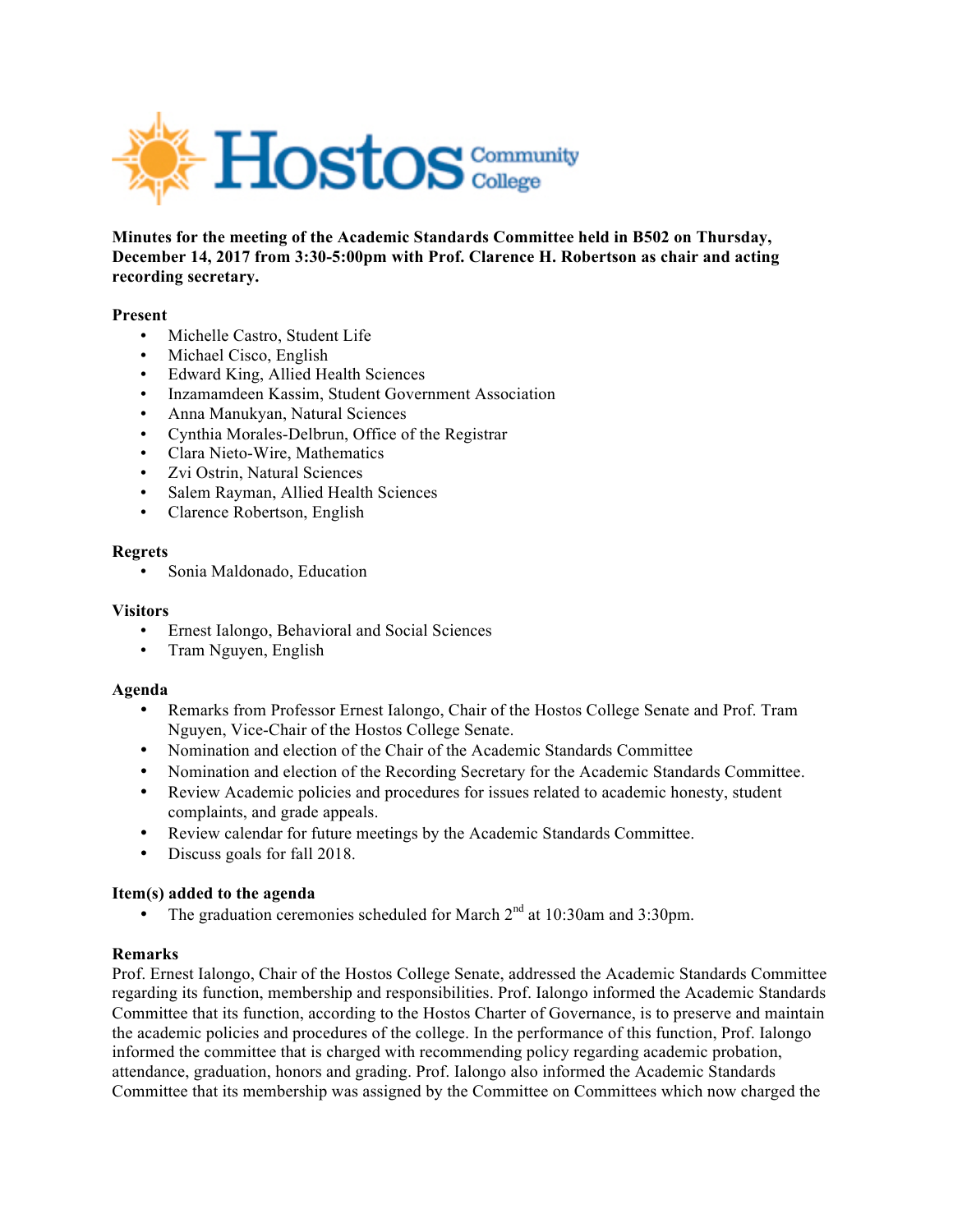**Minutes for the meeting of the Academic Standards Committee held in B502 on Thursday, December 14, 2017 from 3:30-5:00pm with Prof. Clarence H. Robertson as chair and acting recording secretary.**

**Present**

- Michelle Castro, Student Life
- Michael Cisco, English
- Edward King, Allied Health Sciences
- Inzamamdeen Kassim, Student Government Association
- Anna Manukyan, Natural Sciences
- Cynthia Morales-Delbrun, Office of the Registrar
- Clara Nieto-Wire, Mathematics
- Zvi Ostrin, Natural Sciences
- Salem Rayman, Allied Health Sciences
- Clarence Robertson, English

**Regrets**

- Sonia Maldonado, Education

**Visitors**

- Ernest Ialongo, Behavioral and Social Sciences
- Tram Nguyen, English

**Agenda**

- Remarks from Professor Ernest Ialongo, Chair of the Hostos College Senate and Prof. Tram Nguyen, Vice-Chair of the Hostos College Senate.
- Nomination and election of the Chair of the Academic Standards Committee
- Nomination and election of the Recording Secretary for the Academic Standards Committee.
- Review Academic policies and procedures for issues related to academic honesty, student complaints, and grade appeals.
- Review calendar for future meetings by the Academic Standards Committee.
- Discuss goals for fall 2018.

**Item(s) added to the agenda**

- The graduation ceremonies scheduled for March 2nd at 10:30am and 3:30pm.

**Remarks**

Prof. Ernest Ialongo, Chair of the Hostos College Senate, addressed the Academic Standards Committee regarding its function, membership and responsibilities. Prof. Ialongo informed the Academic Standards Committee that its function, according to the Hostos Charter of Governance, is to preserve and maintain the academic policies and procedures of the college. In the performance of this function, Prof. Ialongo informed the committee that is charged with recommending policy regarding academic probation, attendance, graduation, honors and grading. Prof. Ialongo also informed the Academic Standards Committee that its membership was assigned by the Committee on Committees which now charged the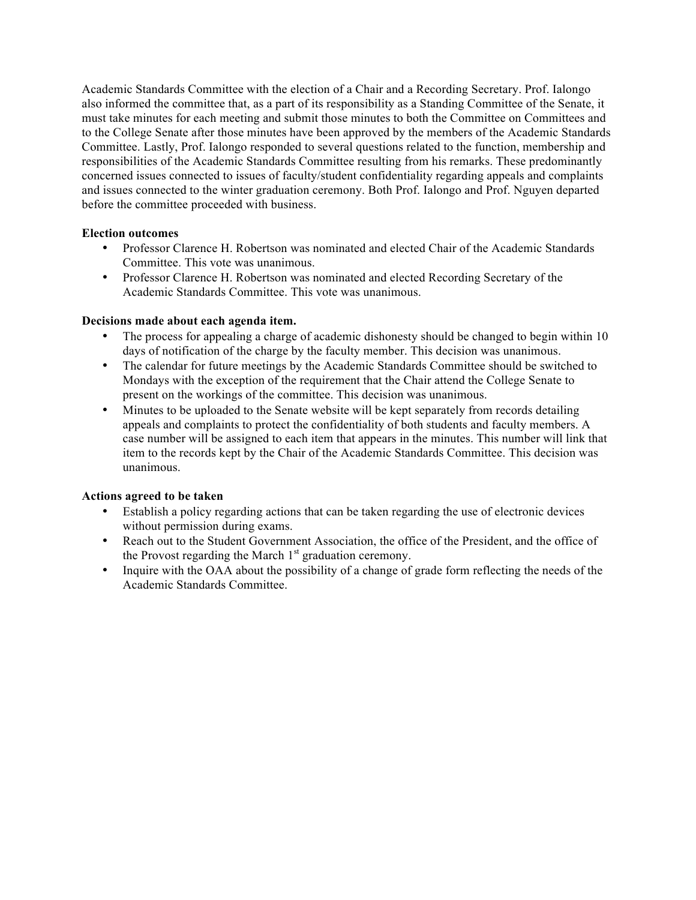Academic Standards Committee with the election of a Chair and a Recording Secretary. Prof. Ialongo also informed the committee that, as a part of its responsibility as a Standing Committee of the Senate, it must take minutes for each meeting and submit those minutes to both the Committee on Committees and to the College Senate after those minutes have been approved by the members of the Academic Standards Committee. Lastly, Prof. Ialongo responded to several questions related to the function, membership and responsibilities of the Academic Standards Committee resulting from his remarks. These predominantly concerned issues connected to issues of faculty/student confidentiality regarding appeals and complaints and issues connected to the winter graduation ceremony. Both Prof. Ialongo and Prof. Nguyen departed before the committee proceeded with business.

**Election outcomes**

- Professor Clarence H. Robertson was nominated and elected Chair of the Academic Standards Committee. This vote was unanimous.
- Professor Clarence H. Robertson was nominated and elected Recording Secretary of the Academic Standards Committee. This vote was unanimous.

**Decisions made about each agenda item.**

- The process for appealing a charge of academic dishonesty should be changed to begin within 10 days of notification of the charge by the faculty member. This decision was unanimous.
- The calendar for future meetings by the Academic Standards Committee should be switched to Mondays with the exception of the requirement that the Chair attend the College Senate to present on the workings of the committee. This decision was unanimous.
- Minutes to be uploaded to the Senate website will be kept separately from records detailing appeals and complaints to protect the confidentiality of both students and faculty members. A case number will be assigned to each item that appears in the minutes. This number will link that item to the records kept by the Chair of the Academic Standards Committee. This decision was unanimous.

**Actions agreed to be taken**

- Establish a policy regarding actions that can be taken regarding the use of electronic devices without permission during exams.
- Reach out to the Student Government Association, the office of the President, and the office of the Provost regarding the March 1st graduation ceremony.
- Inquire with the OAA about the possibility of a change of grade form reflecting the needs of the Academic Standards Committee.